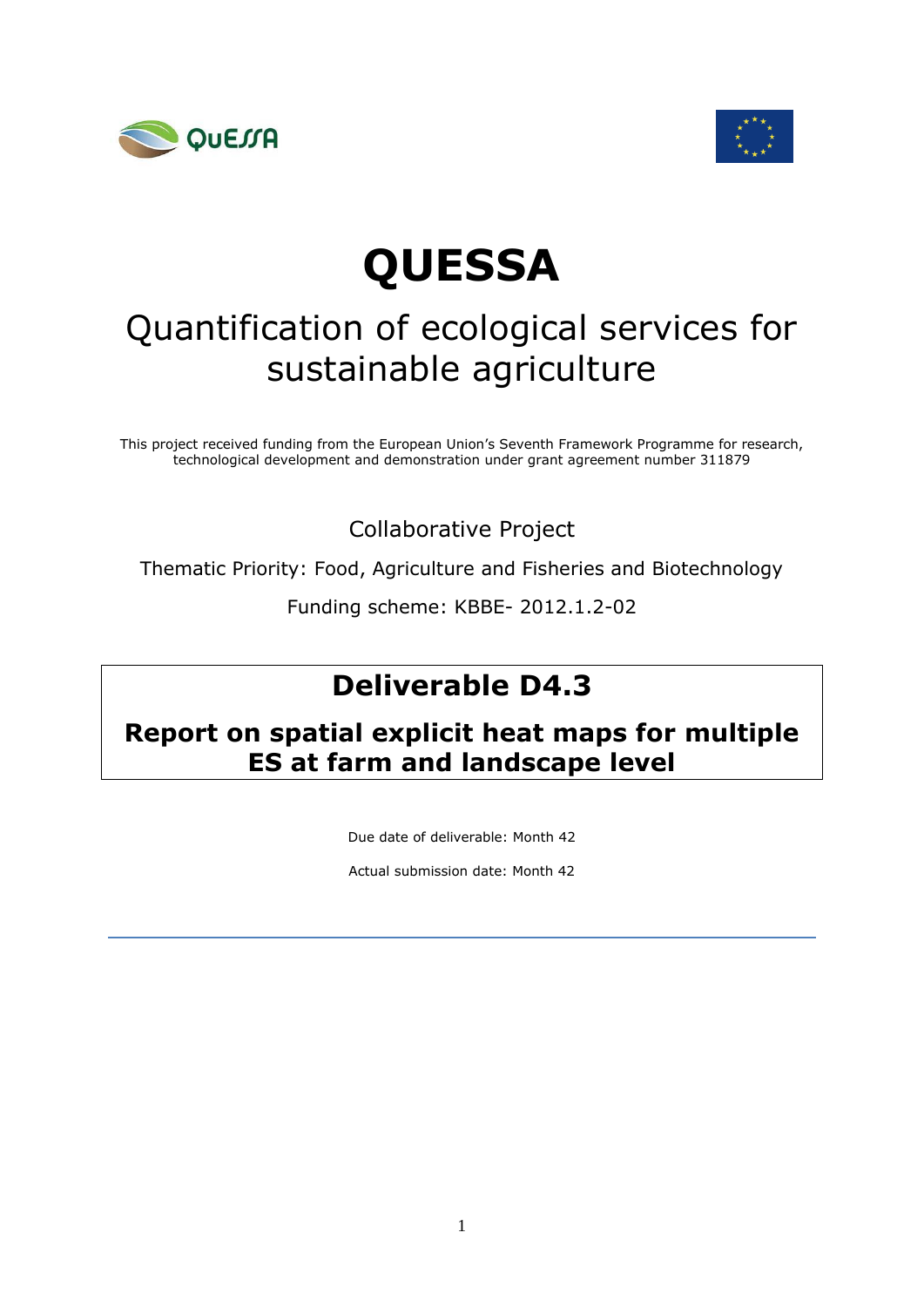# QUESSA

## Quantification of ecological services for sustainable agriculture

This project received funding from the European Union's Seventh Framework Programme for research, technological development and demonstration under grant agreement number 311879

Collaborative Project

Thematic Priority: Food, Agriculture and Fisheries and Biotechnology

Funding scheme: KBBE- 2012.1.2-02

## Deliverable D4.3

### Report on spatial explicit heat maps for multiple ES at farm and landscape level

Due date of deliverable: Month 42

Actual submission date: Month 42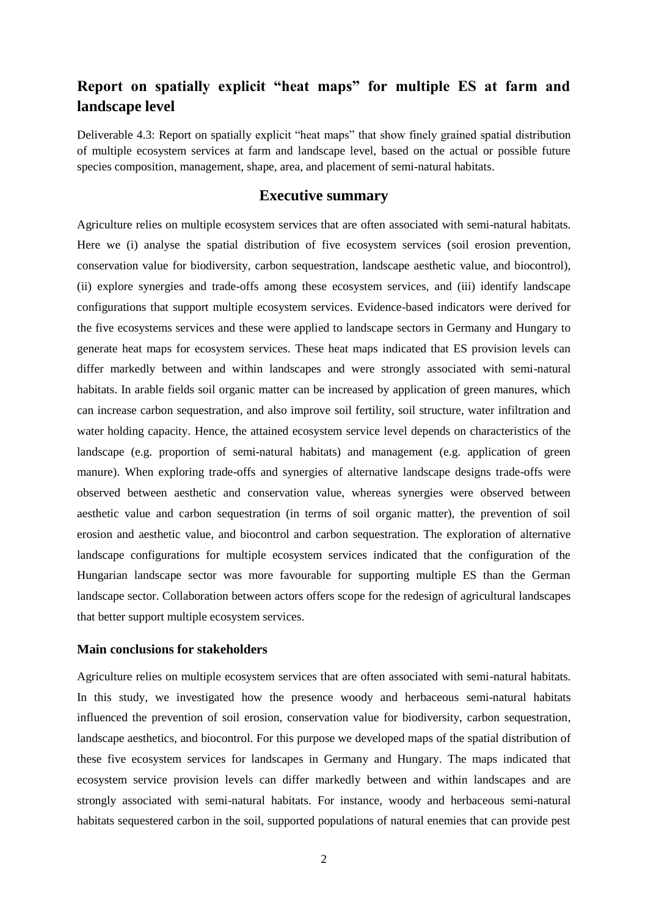## Report on spatially explicit "heat maps" for multiple ES at farm and landscape level

Deliverable 4.3: Report on spatially explicit "heat maps" that show finely grained spatial distribution of multiple ecosystem services at farm and landscape level, based on the actual or possible future species composition, management, shape, area, and placement of semi-natural habitats.

## Executive summary

Agriculture relies on multiple ecosystem services that are often associated with semi-natural habitats. Here we (i) analyse the spatial distribution of five ecosystem services (soil erosion prevention, conservation value for biodiversity, carbon sequestration, landscape aesthetic value, and biocontrol), (ii) explore synergies and trade-offs among these ecosystem services, and (iii) identify landscape configurations that support multiple ecosystem services. Evidence-based indicators were derived for the five ecosystems services and these were applied to landscape sectors in Germany and Hungary to generate heat maps for ecosystem services. These heat maps indicated that ES provision levels can differ markedly between and within landscapes and were strongly associated with semi-natural habitats. In arable fields soil organic matter can be increased by application of green manures, which can increase carbon sequestration, and also improve soil fertility, soil structure, water infiltration and water holding capacity. Hence, the attained ecosystem service level depends on characteristics of the landscape (e.g. proportion of semi-natural habitats) and management (e.g. application of green manure). When exploring trade-offs and synergies of alternative landscape designs trade-offs were observed between aesthetic and conservation value, whereas synergies were observed between aesthetic value and carbon sequestration (in terms of soil organic matter), the prevention of soil erosion and aesthetic value, and biocontrol and carbon sequestration. The exploration of alternative landscape configurations for multiple ecosystem services indicated that the configuration of the Hungarian landscape sector was more favourable for supporting multiple ES than the German landscape sector. Collaboration between actors offers scope for the redesign of agricultural landscapes that better support multiple ecosystem services.

### Main conclusions for stakeholders

Agriculture relies on multiple ecosystem services that are often associated with semi-natural habitats. In this study, we investigated how the presence woody and herbaceous semi-natural habitats influenced the prevention of soil erosion, conservation value for biodiversity, carbon sequestration, landscape aesthetics, and biocontrol. For this purpose we developed maps of the spatial distribution of these five ecosystem services for landscapes in Germany and Hungary. The maps indicated that ecosystem service provision levels can differ markedly between and within landscapes and are strongly associated with semi-natural habitats. For instance, woody and herbaceous semi-natural habitats sequestered carbon in the soil, supported populations of natural enemies that can provide pest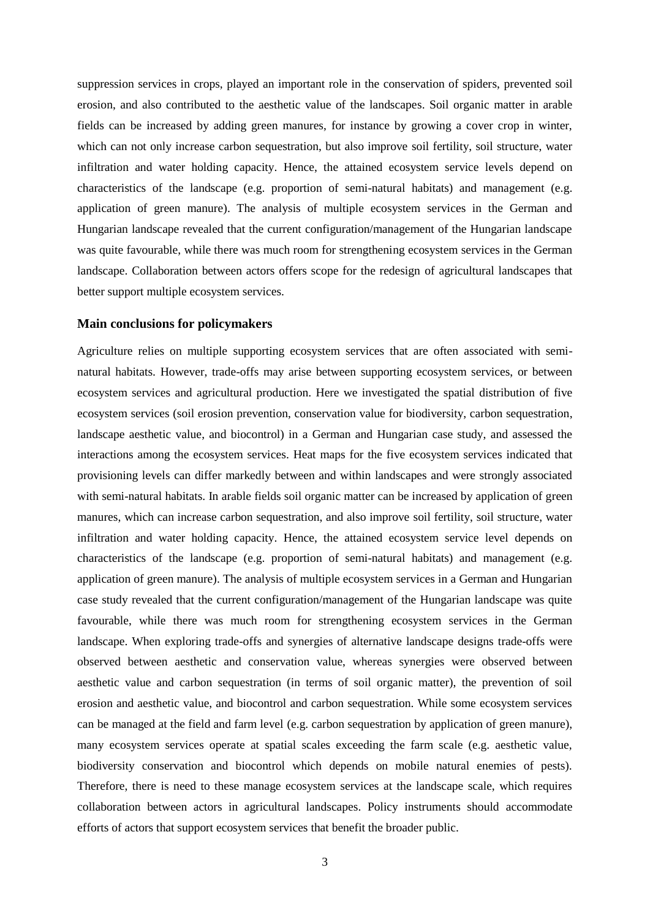suppression services in crops, played an important role in the conservation of spiders, prevented soil erosion, and also contributed to the aesthetic value of the landscapes. Soil organic matter in arable fields can be increased by adding green manures, for instance by growing a cover crop in winter, which can not only increase carbon sequestration, but also improve soil fertility, soil structure, water infiltration and water holding capacity. Hence, the attained ecosystem service levels depend on characteristics of the landscape (e.g. proportion of semi-natural habitats) and management (e.g. application of green manure). The analysis of multiple ecosystem services in the German and Hungarian landscape revealed that the current configuration/management of the Hungarian landscape was quite favourable, while there was much room for strengthening ecosystem services in the German landscape. Collaboration between actors offers scope for the redesign of agricultural landscapes that better support multiple ecosystem services.

### Main conclusions for policymakers

Agriculture relies on multiple supporting ecosystem services that are often associated with semi-natural habitats. However, trade-offs may arise between supporting ecosystem services, or between ecosystem services and agricultural production. Here we investigated the spatial distribution of five ecosystem services (soil erosion prevention, conservation value for biodiversity, carbon sequestration, landscape aesthetic value, and biocontrol) in a German and Hungarian case study, and assessed the interactions among the ecosystem services. Heat maps for the five ecosystem services indicated that provisioning levels can differ markedly between and within landscapes and were strongly associated with semi-natural habitats. In arable fields soil organic matter can be increased by application of green manures, which can increase carbon sequestration, and also improve soil fertility, soil structure, water infiltration and water holding capacity. Hence, the attained ecosystem service level depends on characteristics of the landscape (e.g. proportion of semi-natural habitats) and management (e.g. application of green manure). The analysis of multiple ecosystem services in a German and Hungarian case study revealed that the current configuration/management of the Hungarian landscape was quite favourable, while there was much room for strengthening ecosystem services in the German landscape. When exploring trade-offs and synergies of alternative landscape designs trade-offs were observed between aesthetic and conservation value, whereas synergies were observed between aesthetic value and carbon sequestration (in terms of soil organic matter), the prevention of soil erosion and aesthetic value, and biocontrol and carbon sequestration. While some ecosystem services can be managed at the field and farm level (e.g. carbon sequestration by application of green manure), many ecosystem services operate at spatial scales exceeding the farm scale (e.g. aesthetic value, biodiversity conservation and biocontrol which depends on mobile natural enemies of pests). Therefore, there is need to these manage ecosystem services at the landscape scale, which requires collaboration between actors in agricultural landscapes. Policy instruments should accommodate efforts of actors that support ecosystem services that benefit the broader public.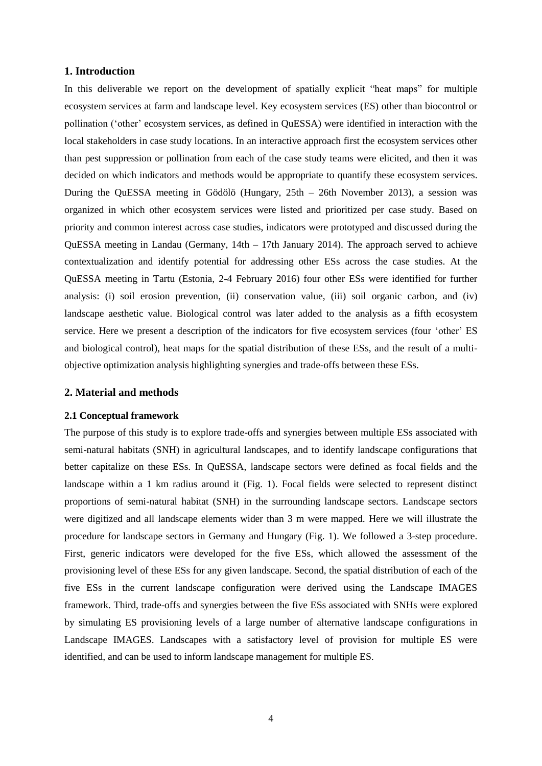## 1. Introduction

In this deliverable we report on the development of spatially explicit "heat maps" for multiple ecosystem services at farm and landscape level. Key ecosystem services (ES) other than biocontrol or pollination ('other' ecosystem services, as defined in QuESSA) were identified in interaction with the local stakeholders in case study locations. In an interactive approach first the ecosystem services other than pest suppression or pollination from each of the case study teams were elicited, and then it was decided on which indicators and methods would be appropriate to quantify these ecosystem services. During the QuESSA meeting in Gödölö (Hungary, 25th – 26th November 2013), a session was organized in which other ecosystem services were listed and prioritized per case study. Based on priority and common interest across case studies, indicators were prototyped and discussed during the QuESSA meeting in Landau (Germany, 14th – 17th January 2014). The approach served to achieve contextualization and identify potential for addressing other ESs across the case studies. At the QuESSA meeting in Tartu (Estonia, 2-4 February 2016) four other ESs were identified for further analysis: (i) soil erosion prevention, (ii) conservation value, (iii) soil organic carbon, and (iv) landscape aesthetic value. Biological control was later added to the analysis as a fifth ecosystem service. Here we present a description of the indicators for five ecosystem services (four 'other' ES and biological control), heat maps for the spatial distribution of these ESs, and the result of a multi-objective optimization analysis highlighting synergies and trade-offs between these ESs.

## 2. Material and methods

### 2.1 Conceptual framework

The purpose of this study is to explore trade-offs and synergies between multiple ESs associated with semi-natural habitats (SNH) in agricultural landscapes, and to identify landscape configurations that better capitalize on these ESs. In QuESSA, landscape sectors were defined as focal fields and the landscape within a 1 km radius around it (Fig. 1). Focal fields were selected to represent distinct proportions of semi-natural habitat (SNH) in the surrounding landscape sectors. Landscape sectors were digitized and all landscape elements wider than 3 m were mapped. Here we will illustrate the procedure for landscape sectors in Germany and Hungary (Fig. 1). We followed a 3-step procedure. First, generic indicators were developed for the five ESs, which allowed the assessment of the provisioning level of these ESs for any given landscape. Second, the spatial distribution of each of the five ESs in the current landscape configuration were derived using the Landscape IMAGES framework. Third, trade-offs and synergies between the five ESs associated with SNHs were explored by simulating ES provisioning levels of a large number of alternative landscape configurations in Landscape IMAGES. Landscapes with a satisfactory level of provision for multiple ES were identified, and can be used to inform landscape management for multiple ES.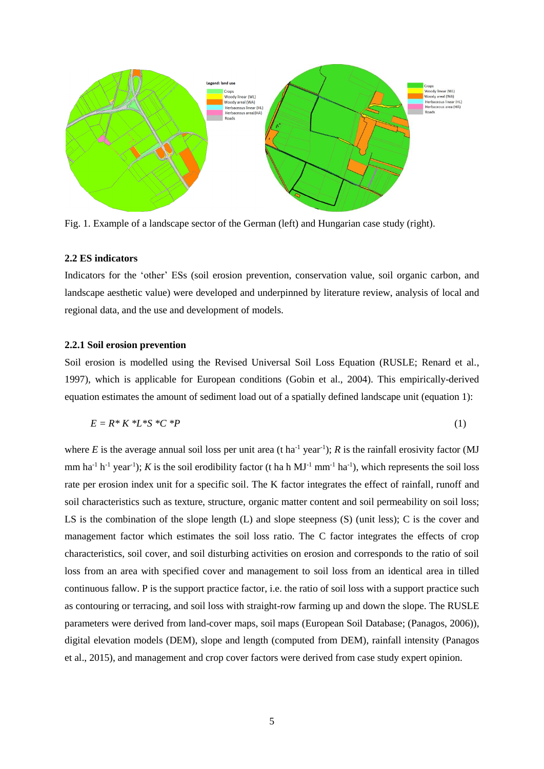Fig. 1. Example of a landscape sector of the German (left) and Hungarian case study (right).

### 2.2 ES indicators

Indicators for the 'other' ESs (soil erosion prevention, conservation value, soil organic carbon, and landscape aesthetic value) were developed and underpinned by literature review, analysis of local and regional data, and the use and development of models.

#### 2.2.1 Soil erosion prevention

Soil erosion is modelled using the Revised Universal Soil Loss Equation (RUSLE; Renard et al., 1997), which is applicable for European conditions (Gobin et al., 2004). This empirically-derived equation estimates the amount of sediment load out of a spatially defined landscape unit (equation 1):

$$E = R * K * L * S * C * P \tag{1}$$

where $E$ is the average annual soil loss per unit area (t ha$^{-1}$ year$^{-1}$); $R$ is the rainfall erosivity factor (MJ mm ha$^{-1}$ h$^{-1}$ year$^{-1}$); $K$ is the soil erodibility factor (t ha h MJ$^{-1}$ mm$^{-1}$ ha$^{-1}$), which represents the soil loss rate per erosion index unit for a specific soil. The K factor integrates the effect of rainfall, runoff and soil characteristics such as texture, structure, organic matter content and soil permeability on soil loss; LS is the combination of the slope length (L) and slope steepness (S) (unit less); C is the cover and management factor which estimates the soil loss ratio. The C factor integrates the effects of crop characteristics, soil cover, and soil disturbing activities on erosion and corresponds to the ratio of soil loss from an area with specified cover and management to soil loss from an identical area in tilled continuous fallow. P is the support practice factor, i.e. the ratio of soil loss with a support practice such as contouring or terracing, and soil loss with straight-row farming up and down the slope. The RUSLE parameters were derived from land-cover maps, soil maps (European Soil Database; (Panagos, 2006)), digital elevation models (DEM), slope and length (computed from DEM), rainfall intensity (Panagos et al., 2015), and management and crop cover factors were derived from case study expert opinion.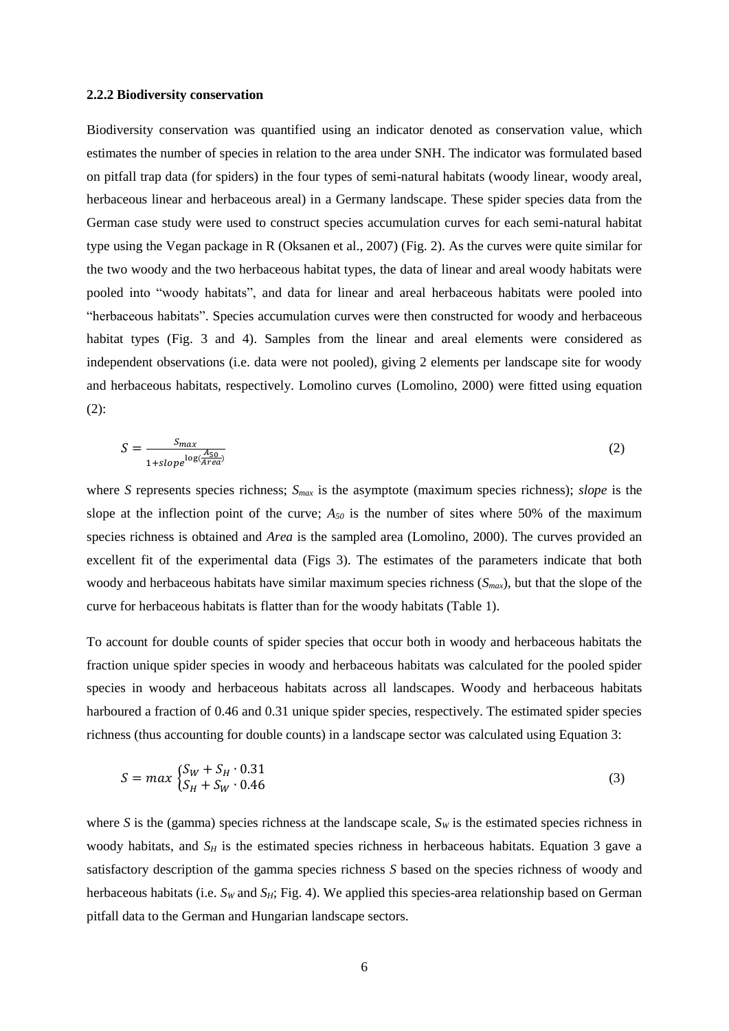### 2.2.2 Biodiversity conservation

Biodiversity conservation was quantified using an indicator denoted as conservation value, which estimates the number of species in relation to the area under SNH. The indicator was formulated based on pitfall trap data (for spiders) in the four types of semi-natural habitats (woody linear, woody areal, herbaceous linear and herbaceous areal) in a Germany landscape. These spider species data from the German case study were used to construct species accumulation curves for each semi-natural habitat type using the Vegan package in R (Oksanen et al., 2007) (Fig. 2). As the curves were quite similar for the two woody and the two herbaceous habitat types, the data of linear and areal woody habitats were pooled into "woody habitats", and data for linear and areal herbaceous habitats were pooled into "herbaceous habitats". Species accumulation curves were then constructed for woody and herbaceous habitat types (Fig. 3 and 4). Samples from the linear and areal elements were considered as independent observations (i.e. data were not pooled), giving 2 elements per landscape site for woody and herbaceous habitats, respectively. Lomolino curves (Lomolino, 2000) were fitted using equation (2):

$$S = \frac{S_{max}}{1+slope^{\log(\frac{A_{50}}{Area})}} \tag{2}$$

where $S$ represents species richness; $S_{max}$ is the asymptote (maximum species richness); *slope* is the slope at the inflection point of the curve; $A_{50}$ is the number of sites where 50% of the maximum species richness is obtained and *Area* is the sampled area (Lomolino, 2000). The curves provided an excellent fit of the experimental data (Figs 3). The estimates of the parameters indicate that both woody and herbaceous habitats have similar maximum species richness ($S_{max}$), but that the slope of the curve for herbaceous habitats is flatter than for the woody habitats (Table 1).

To account for double counts of spider species that occur both in woody and herbaceous habitats the fraction unique spider species in woody and herbaceous habitats was calculated for the pooled spider species in woody and herbaceous habitats across all landscapes. Woody and herbaceous habitats harboured a fraction of 0.46 and 0.31 unique spider species, respectively. The estimated spider species richness (thus accounting for double counts) in a landscape sector was calculated using Equation 3:

$$S = max\begin{cases} S_W + S_H \cdot 0.31 \\ S_H + S_W \cdot 0.46 \end{cases} \tag{3}$$

where $S$ is the (gamma) species richness at the landscape scale, $S_W$ is the estimated species richness in woody habitats, and $S_H$ is the estimated species richness in herbaceous habitats. Equation 3 gave a satisfactory description of the gamma species richness $S$ based on the species richness of woody and herbaceous habitats (i.e. $S_W$ and $S_H$; Fig. 4). We applied this species-area relationship based on German pitfall data to the German and Hungarian landscape sectors.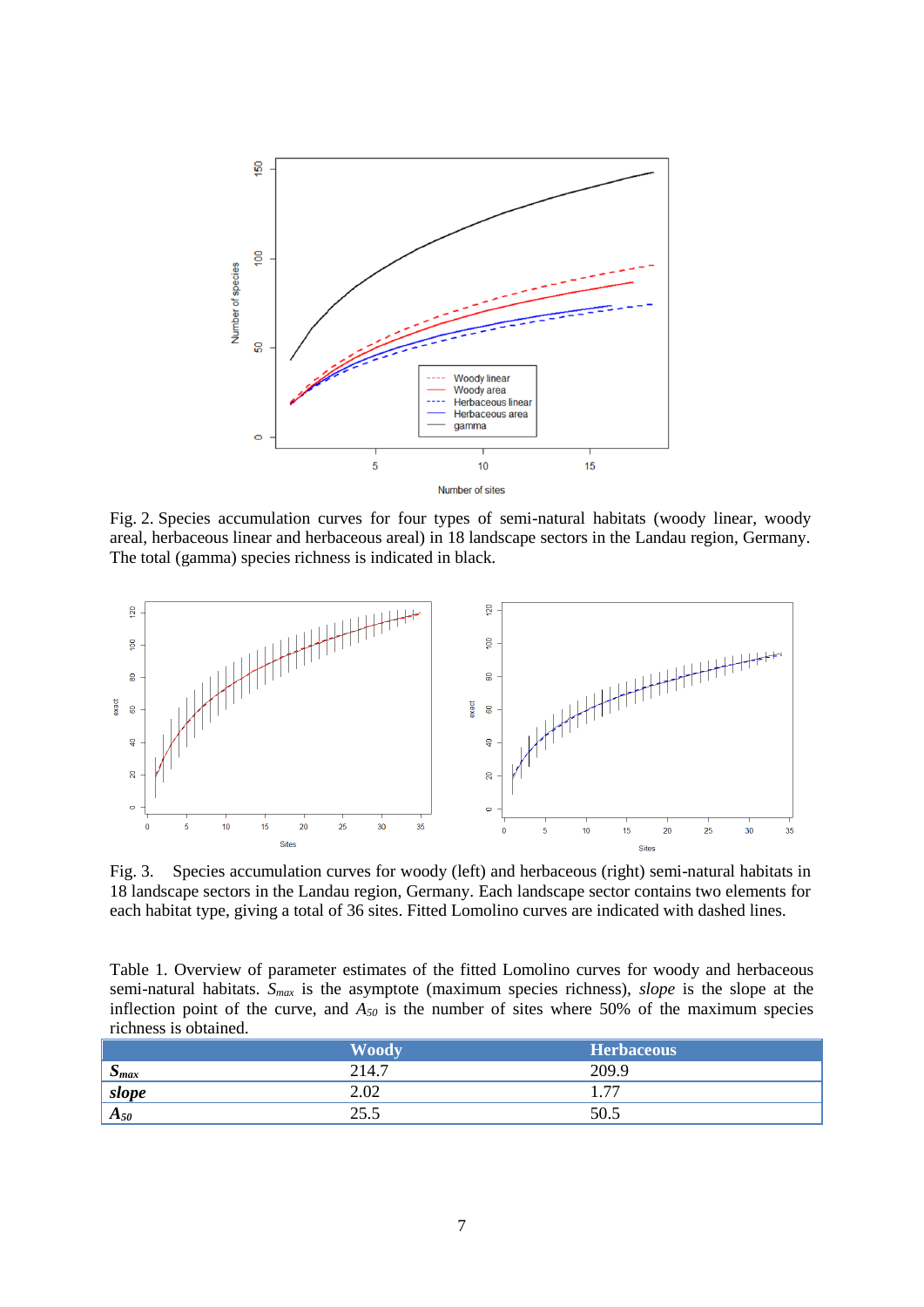Fig. 2. Species accumulation curves for four types of semi-natural habitats (woody linear, woody areal, herbaceous linear and herbaceous areal) in 18 landscape sectors in the Landau region, Germany. The total (gamma) species richness is indicated in black.

Fig. 3. Species accumulation curves for woody (left) and herbaceous (right) semi-natural habitats in 18 landscape sectors in the Landau region, Germany. Each landscape sector contains two elements for each habitat type, giving a total of 36 sites. Fitted Lomolino curves are indicated with dashed lines.

Table 1. Overview of parameter estimates of the fitted Lomolino curves for woody and herbaceous semi-natural habitats. $S_{max}$ is the asymptote (maximum species richness), *slope* is the slope at the inflection point of the curve, and $A_{50}$ is the number of sites where 50% of the maximum species richness is obtained.

| | **Woody** | **Herbaceous** |
|---|---|---|
| $S_{max}$ | 214.7 | 209.9 |
| ***slope*** | 2.02 | 1.77 |
| $A_{50}$ | 25.5 | 50.5 |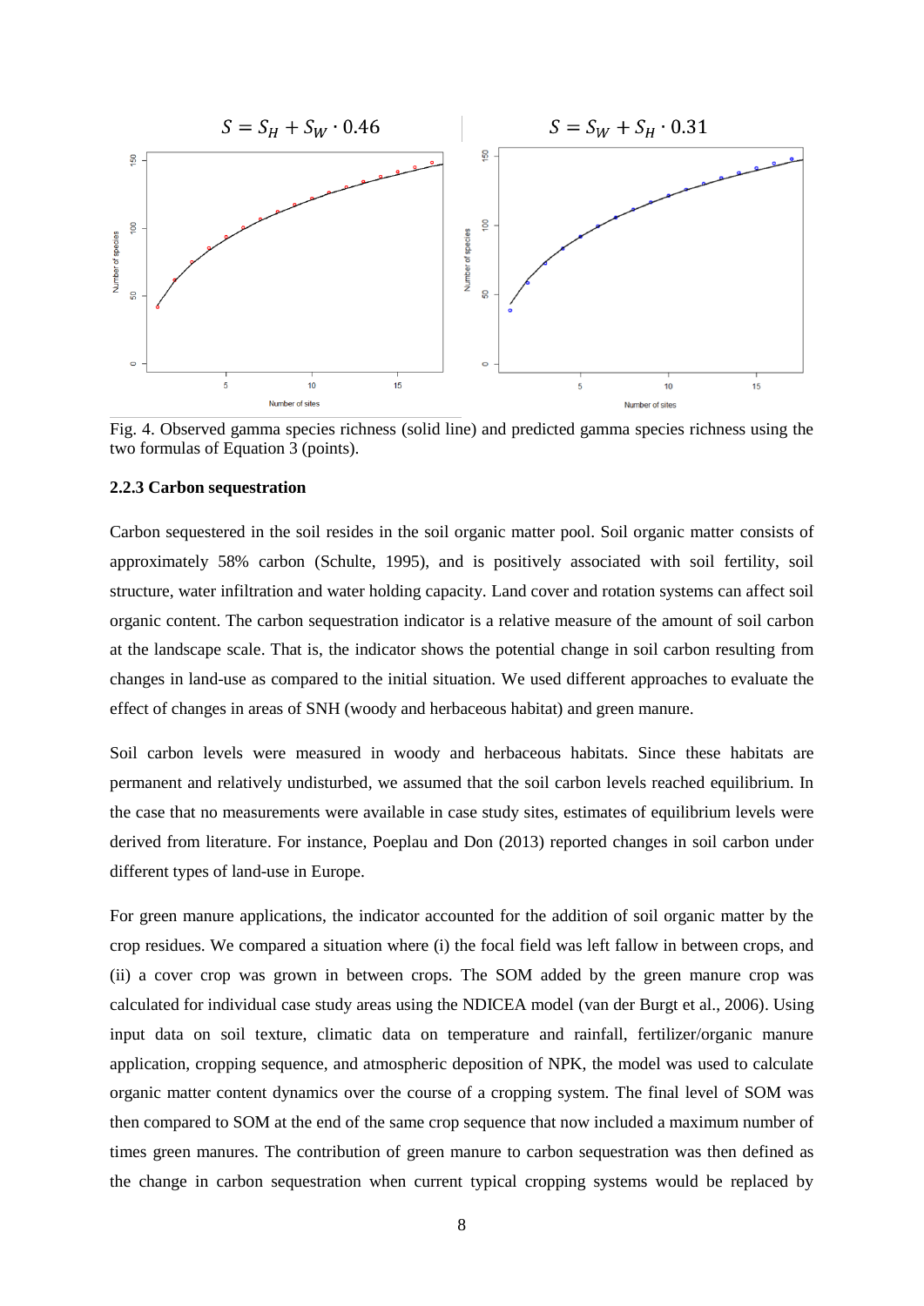$S = S_H + S_W \cdot 0.46$

$S = S_W + S_H \cdot 0.31$

Fig. 4. Observed gamma species richness (solid line) and predicted gamma species richness using the two formulas of Equation 3 (points).

### 2.2.3 Carbon sequestration

Carbon sequestered in the soil resides in the soil organic matter pool. Soil organic matter consists of approximately 58% carbon (Schulte, 1995), and is positively associated with soil fertility, soil structure, water infiltration and water holding capacity. Land cover and rotation systems can affect soil organic content. The carbon sequestration indicator is a relative measure of the amount of soil carbon at the landscape scale. That is, the indicator shows the potential change in soil carbon resulting from changes in land-use as compared to the initial situation. We used different approaches to evaluate the effect of changes in areas of SNH (woody and herbaceous habitat) and green manure.

Soil carbon levels were measured in woody and herbaceous habitats. Since these habitats are permanent and relatively undisturbed, we assumed that the soil carbon levels reached equilibrium. In the case that no measurements were available in case study sites, estimates of equilibrium levels were derived from literature. For instance, Poeplau and Don (2013) reported changes in soil carbon under different types of land-use in Europe.

For green manure applications, the indicator accounted for the addition of soil organic matter by the crop residues. We compared a situation where (i) the focal field was left fallow in between crops, and (ii) a cover crop was grown in between crops. The SOM added by the green manure crop was calculated for individual case study areas using the NDICEA model (van der Burgt et al., 2006). Using input data on soil texture, climatic data on temperature and rainfall, fertilizer/organic manure application, cropping sequence, and atmospheric deposition of NPK, the model was used to calculate organic matter content dynamics over the course of a cropping system. The final level of SOM was then compared to SOM at the end of the same crop sequence that now included a maximum number of times green manures. The contribution of green manure to carbon sequestration was then defined as the change in carbon sequestration when current typical cropping systems would be replaced by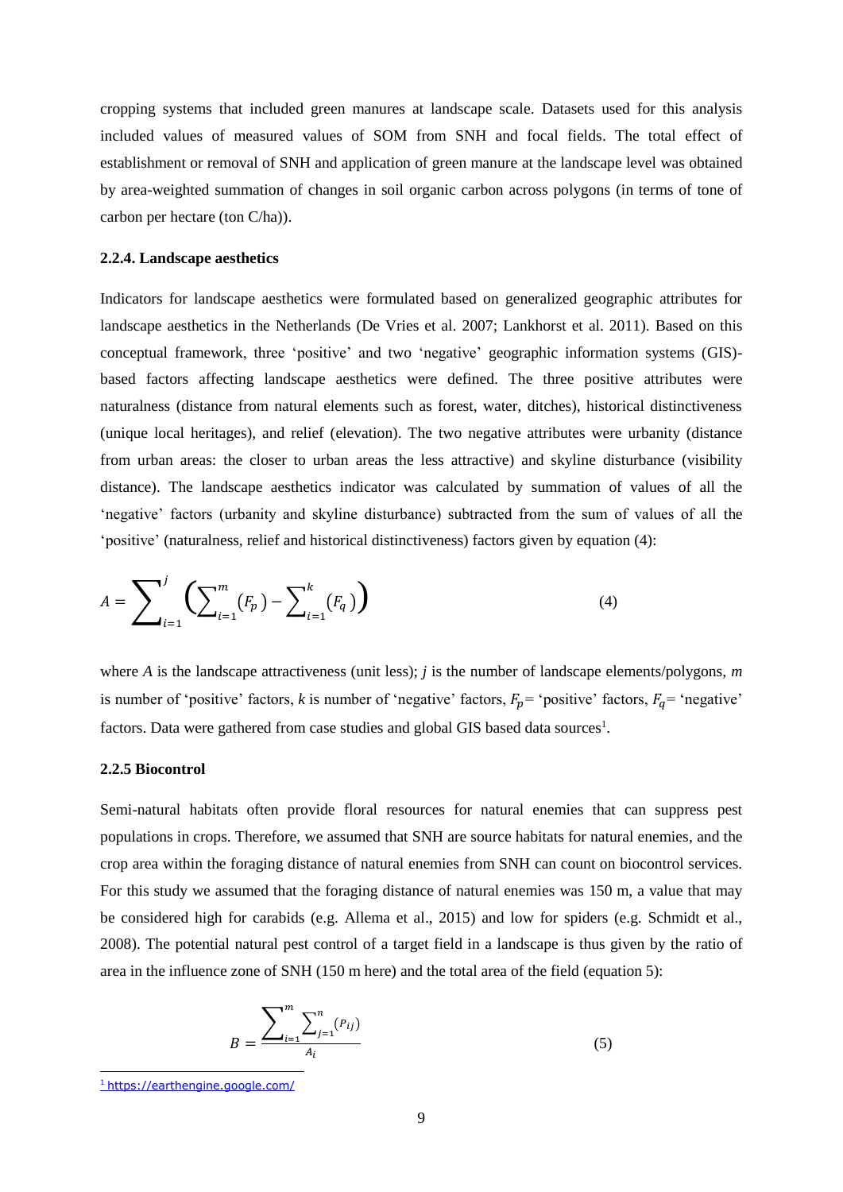cropping systems that included green manures at landscape scale. Datasets used for this analysis included values of measured values of SOM from SNH and focal fields. The total effect of establishment or removal of SNH and application of green manure at the landscape level was obtained by area-weighted summation of changes in soil organic carbon across polygons (in terms of tone of carbon per hectare (ton C/ha)).

### 2.2.4. Landscape aesthetics

Indicators for landscape aesthetics were formulated based on generalized geographic attributes for landscape aesthetics in the Netherlands (De Vries et al. 2007; Lankhorst et al. 2011). Based on this conceptual framework, three 'positive' and two 'negative' geographic information systems (GIS)-based factors affecting landscape aesthetics were defined. The three positive attributes were naturalness (distance from natural elements such as forest, water, ditches), historical distinctiveness (unique local heritages), and relief (elevation). The two negative attributes were urbanity (distance from urban areas: the closer to urban areas the less attractive) and skyline disturbance (visibility distance). The landscape aesthetics indicator was calculated by summation of values of all the 'negative' factors (urbanity and skyline disturbance) subtracted from the sum of values of all the 'positive' (naturalness, relief and historical distinctiveness) factors given by equation (4):

$$A = \sum_{i=1}^{j} \left( \sum_{i=1}^{m} (F_p) - \sum_{i=1}^{k} (F_q) \right) \tag{4}$$

where $A$ is the landscape attractiveness (unit less); $j$ is the number of landscape elements/polygons, $m$ is number of 'positive' factors, $k$ is number of 'negative' factors, $F_p$= 'positive' factors, $F_q$= 'negative' factors. Data were gathered from case studies and global GIS based data sources[1].

### 2.2.5 Biocontrol

Semi-natural habitats often provide floral resources for natural enemies that can suppress pest populations in crops. Therefore, we assumed that SNH are source habitats for natural enemies, and the crop area within the foraging distance of natural enemies from SNH can count on biocontrol services. For this study we assumed that the foraging distance of natural enemies was 150 m, a value that may be considered high for carabids (e.g. Allema et al., 2015) and low for spiders (e.g. Schmidt et al., 2008). The potential natural pest control of a target field in a landscape is thus given by the ratio of area in the influence zone of SNH (150 m here) and the total area of the field (equation 5):

$$B = \frac{\sum_{i=1}^{m} \sum_{j=1}^{n} (P_{ij})}{A_i} \tag{5}$$

[1] https://earthengine.google.com/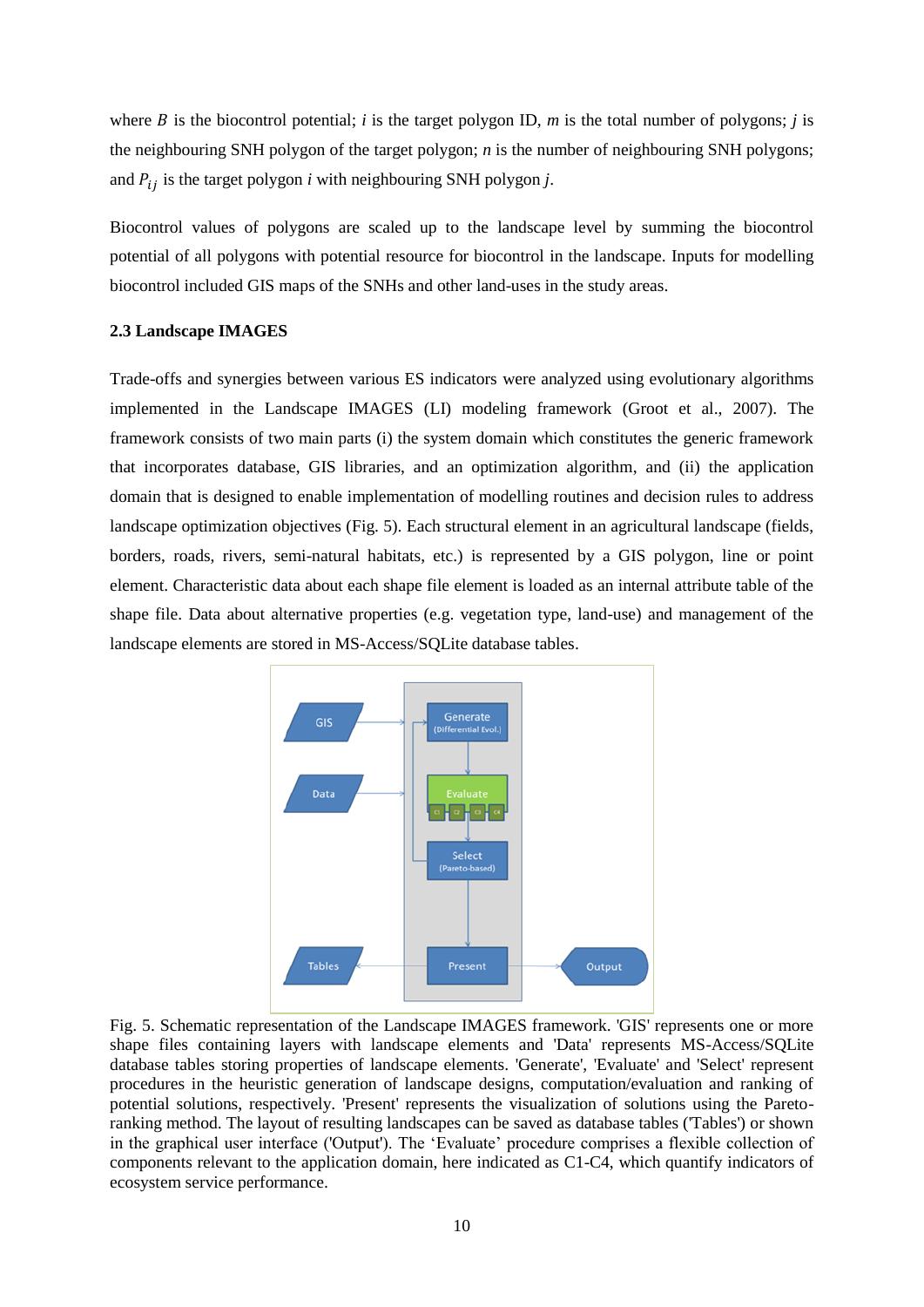where $B$ is the biocontrol potential; $i$ is the target polygon ID, $m$ is the total number of polygons; $j$ is the neighbouring SNH polygon of the target polygon; $n$ is the number of neighbouring SNH polygons; and $P_{ij}$ is the target polygon $i$ with neighbouring SNH polygon $j$.

Biocontrol values of polygons are scaled up to the landscape level by summing the biocontrol potential of all polygons with potential resource for biocontrol in the landscape. Inputs for modelling biocontrol included GIS maps of the SNHs and other land-uses in the study areas.

### 2.3 Landscape IMAGES

Trade-offs and synergies between various ES indicators were analyzed using evolutionary algorithms implemented in the Landscape IMAGES (LI) modeling framework (Groot et al., 2007). The framework consists of two main parts (i) the system domain which constitutes the generic framework that incorporates database, GIS libraries, and an optimization algorithm, and (ii) the application domain that is designed to enable implementation of modelling routines and decision rules to address landscape optimization objectives (Fig. 5). Each structural element in an agricultural landscape (fields, borders, roads, rivers, semi-natural habitats, etc.) is represented by a GIS polygon, line or point element. Characteristic data about each shape file element is loaded as an internal attribute table of the shape file. Data about alternative properties (e.g. vegetation type, land-use) and management of the landscape elements are stored in MS-Access/SQLite database tables.

Fig. 5. Schematic representation of the Landscape IMAGES framework. 'GIS' represents one or more shape files containing layers with landscape elements and 'Data' represents MS-Access/SQLite database tables storing properties of landscape elements. 'Generate', 'Evaluate' and 'Select' represent procedures in the heuristic generation of landscape designs, computation/evaluation and ranking of potential solutions, respectively. 'Present' represents the visualization of solutions using the Pareto-ranking method. The layout of resulting landscapes can be saved as database tables ('Tables') or shown in the graphical user interface ('Output'). The 'Evaluate' procedure comprises a flexible collection of components relevant to the application domain, here indicated as C1-C4, which quantify indicators of ecosystem service performance.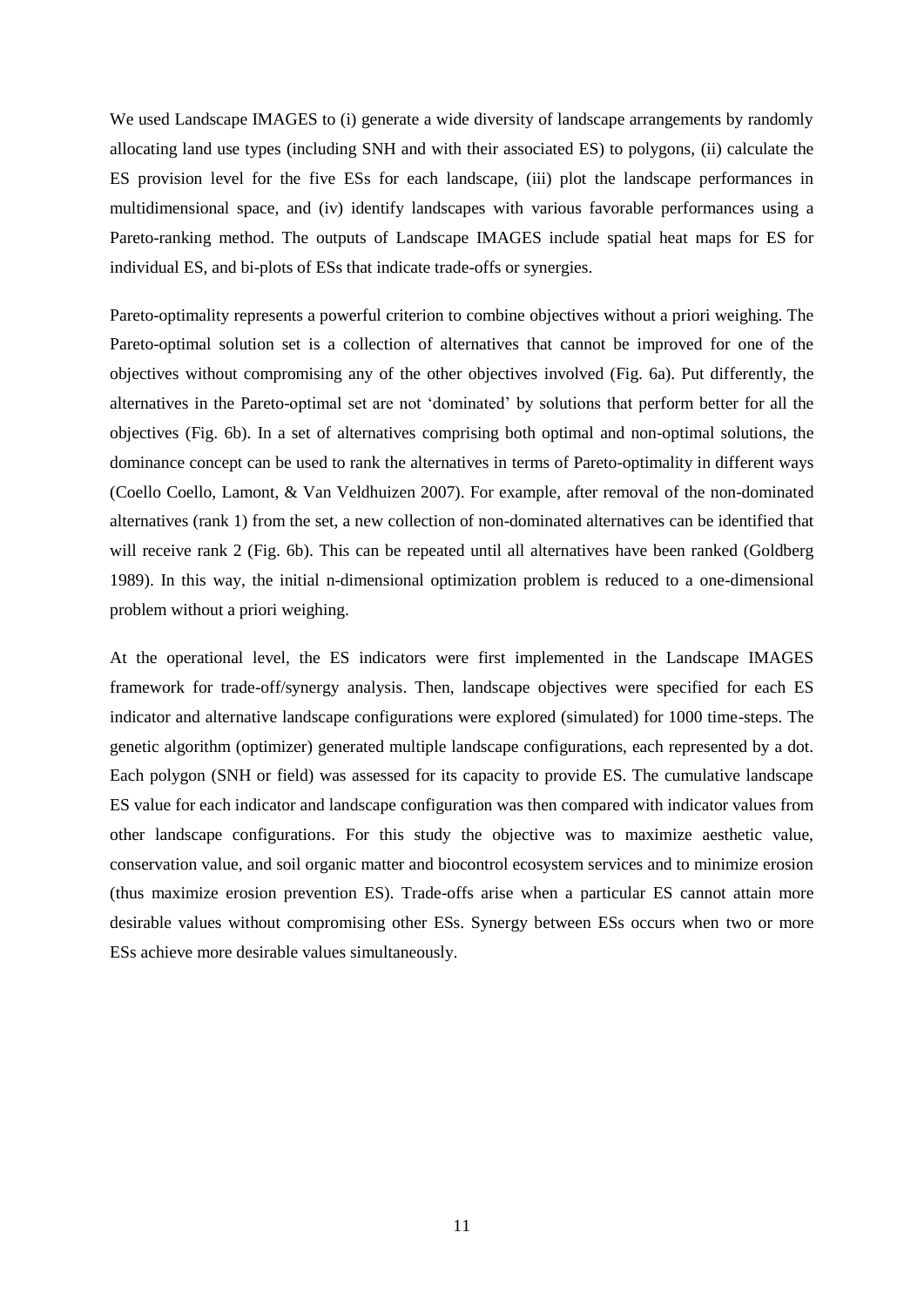We used Landscape IMAGES to (i) generate a wide diversity of landscape arrangements by randomly allocating land use types (including SNH and with their associated ES) to polygons, (ii) calculate the ES provision level for the five ESs for each landscape, (iii) plot the landscape performances in multidimensional space, and (iv) identify landscapes with various favorable performances using a Pareto-ranking method. The outputs of Landscape IMAGES include spatial heat maps for ES for individual ES, and bi-plots of ESs that indicate trade-offs or synergies.

Pareto-optimality represents a powerful criterion to combine objectives without a priori weighing. The Pareto-optimal solution set is a collection of alternatives that cannot be improved for one of the objectives without compromising any of the other objectives involved (Fig. 6a). Put differently, the alternatives in the Pareto-optimal set are not 'dominated' by solutions that perform better for all the objectives (Fig. 6b). In a set of alternatives comprising both optimal and non-optimal solutions, the dominance concept can be used to rank the alternatives in terms of Pareto-optimality in different ways (Coello Coello, Lamont, & Van Veldhuizen 2007). For example, after removal of the non-dominated alternatives (rank 1) from the set, a new collection of non-dominated alternatives can be identified that will receive rank 2 (Fig. 6b). This can be repeated until all alternatives have been ranked (Goldberg 1989). In this way, the initial n-dimensional optimization problem is reduced to a one-dimensional problem without a priori weighing.

At the operational level, the ES indicators were first implemented in the Landscape IMAGES framework for trade-off/synergy analysis. Then, landscape objectives were specified for each ES indicator and alternative landscape configurations were explored (simulated) for 1000 time-steps. The genetic algorithm (optimizer) generated multiple landscape configurations, each represented by a dot. Each polygon (SNH or field) was assessed for its capacity to provide ES. The cumulative landscape ES value for each indicator and landscape configuration was then compared with indicator values from other landscape configurations. For this study the objective was to maximize aesthetic value, conservation value, and soil organic matter and biocontrol ecosystem services and to minimize erosion (thus maximize erosion prevention ES). Trade-offs arise when a particular ES cannot attain more desirable values without compromising other ESs. Synergy between ESs occurs when two or more ESs achieve more desirable values simultaneously.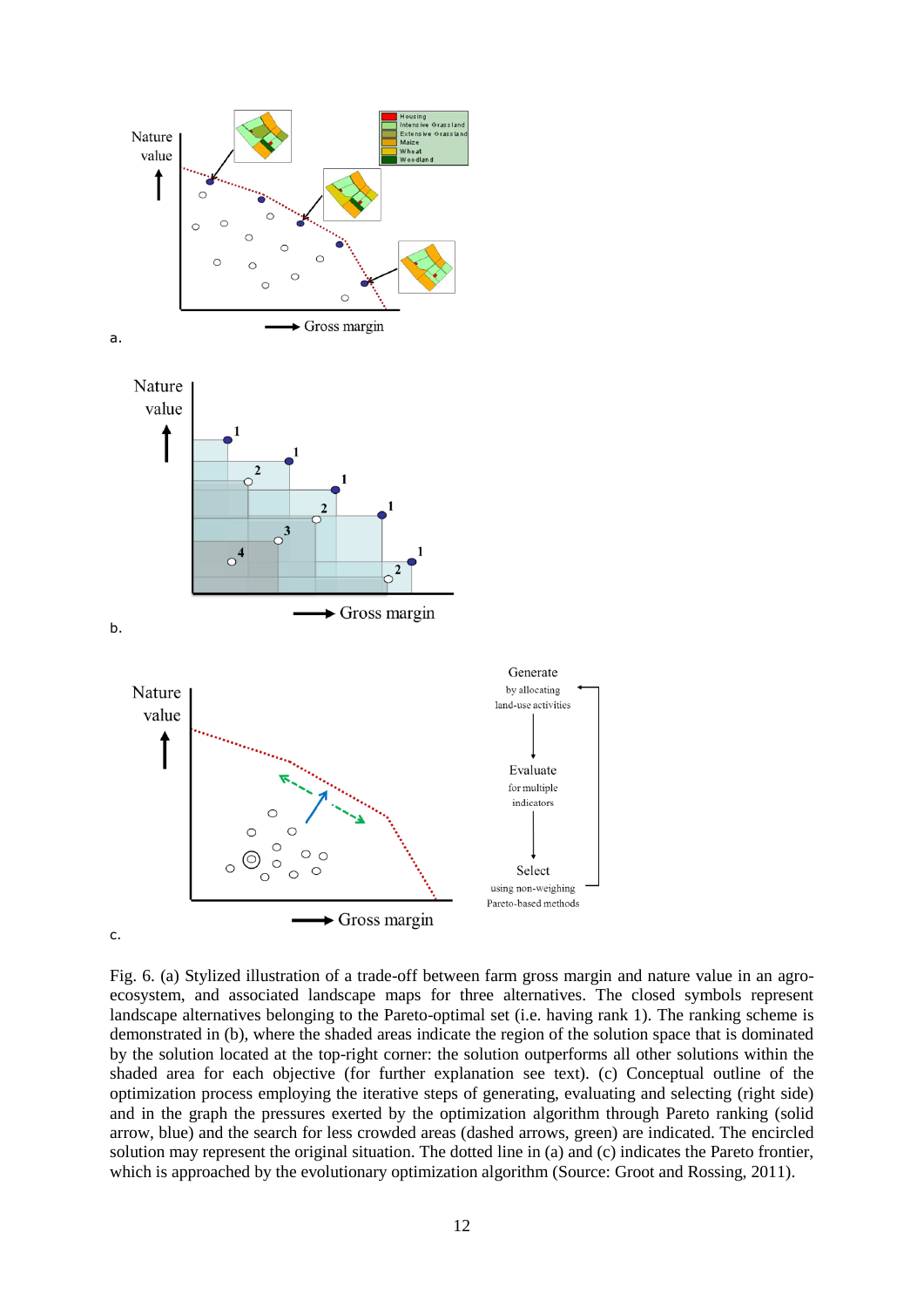Fig. 6. (a) Stylized illustration of a trade-off between farm gross margin and nature value in an agro-ecosystem, and associated landscape maps for three alternatives. The closed symbols represent landscape alternatives belonging to the Pareto-optimal set (i.e. having rank 1). The ranking scheme is demonstrated in (b), where the shaded areas indicate the region of the solution space that is dominated by the solution located at the top-right corner: the solution outperforms all other solutions within the shaded area for each objective (for further explanation see text). (c) Conceptual outline of the optimization process employing the iterative steps of generating, evaluating and selecting (right side) and in the graph the pressures exerted by the optimization algorithm through Pareto ranking (solid arrow, blue) and the search for less crowded areas (dashed arrows, green) are indicated. The encircled solution may represent the original situation. The dotted line in (a) and (c) indicates the Pareto frontier, which is approached by the evolutionary optimization algorithm (Source: Groot and Rossing, 2011).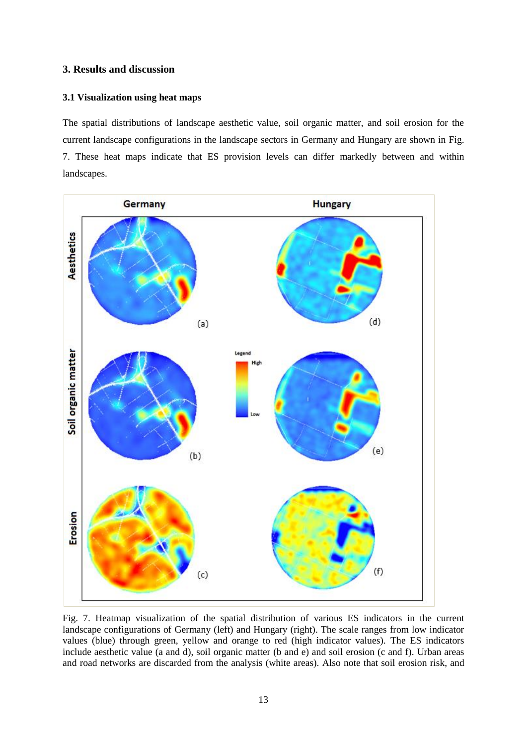## 3. Results and discussion

### 3.1 Visualization using heat maps

The spatial distributions of landscape aesthetic value, soil organic matter, and soil erosion for the current landscape configurations in the landscape sectors in Germany and Hungary are shown in Fig. 7. These heat maps indicate that ES provision levels can differ markedly between and within landscapes.

Fig. 7. Heatmap visualization of the spatial distribution of various ES indicators in the current landscape configurations of Germany (left) and Hungary (right). The scale ranges from low indicator values (blue) through green, yellow and orange to red (high indicator values). The ES indicators include aesthetic value (a and d), soil organic matter (b and e) and soil erosion (c and f). Urban areas and road networks are discarded from the analysis (white areas). Also note that soil erosion risk, and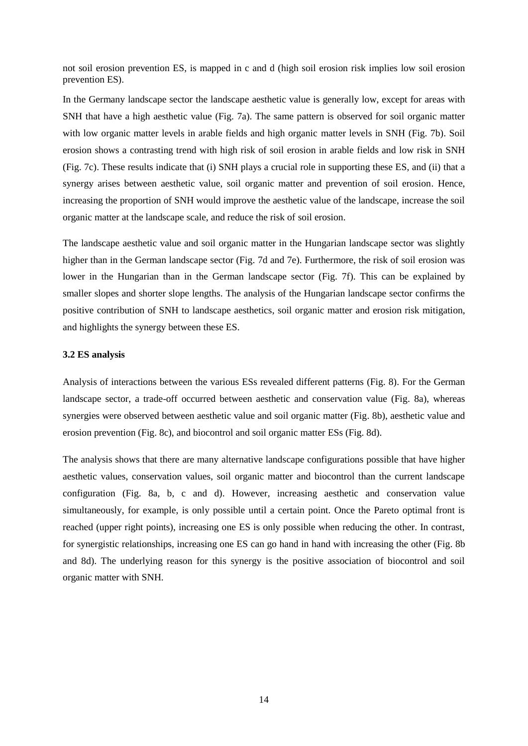not soil erosion prevention ES, is mapped in c and d (high soil erosion risk implies low soil erosion prevention ES).

In the Germany landscape sector the landscape aesthetic value is generally low, except for areas with SNH that have a high aesthetic value (Fig. 7a). The same pattern is observed for soil organic matter with low organic matter levels in arable fields and high organic matter levels in SNH (Fig. 7b). Soil erosion shows a contrasting trend with high risk of soil erosion in arable fields and low risk in SNH (Fig. 7c). These results indicate that (i) SNH plays a crucial role in supporting these ES, and (ii) that a synergy arises between aesthetic value, soil organic matter and prevention of soil erosion. Hence, increasing the proportion of SNH would improve the aesthetic value of the landscape, increase the soil organic matter at the landscape scale, and reduce the risk of soil erosion.

The landscape aesthetic value and soil organic matter in the Hungarian landscape sector was slightly higher than in the German landscape sector (Fig. 7d and 7e). Furthermore, the risk of soil erosion was lower in the Hungarian than in the German landscape sector (Fig. 7f). This can be explained by smaller slopes and shorter slope lengths. The analysis of the Hungarian landscape sector confirms the positive contribution of SNH to landscape aesthetics, soil organic matter and erosion risk mitigation, and highlights the synergy between these ES.

### 3.2 ES analysis

Analysis of interactions between the various ESs revealed different patterns (Fig. 8). For the German landscape sector, a trade-off occurred between aesthetic and conservation value (Fig. 8a), whereas synergies were observed between aesthetic value and soil organic matter (Fig. 8b), aesthetic value and erosion prevention (Fig. 8c), and biocontrol and soil organic matter ESs (Fig. 8d).

The analysis shows that there are many alternative landscape configurations possible that have higher aesthetic values, conservation values, soil organic matter and biocontrol than the current landscape configuration (Fig. 8a, b, c and d). However, increasing aesthetic and conservation value simultaneously, for example, is only possible until a certain point. Once the Pareto optimal front is reached (upper right points), increasing one ES is only possible when reducing the other. In contrast, for synergistic relationships, increasing one ES can go hand in hand with increasing the other (Fig. 8b and 8d). The underlying reason for this synergy is the positive association of biocontrol and soil organic matter with SNH.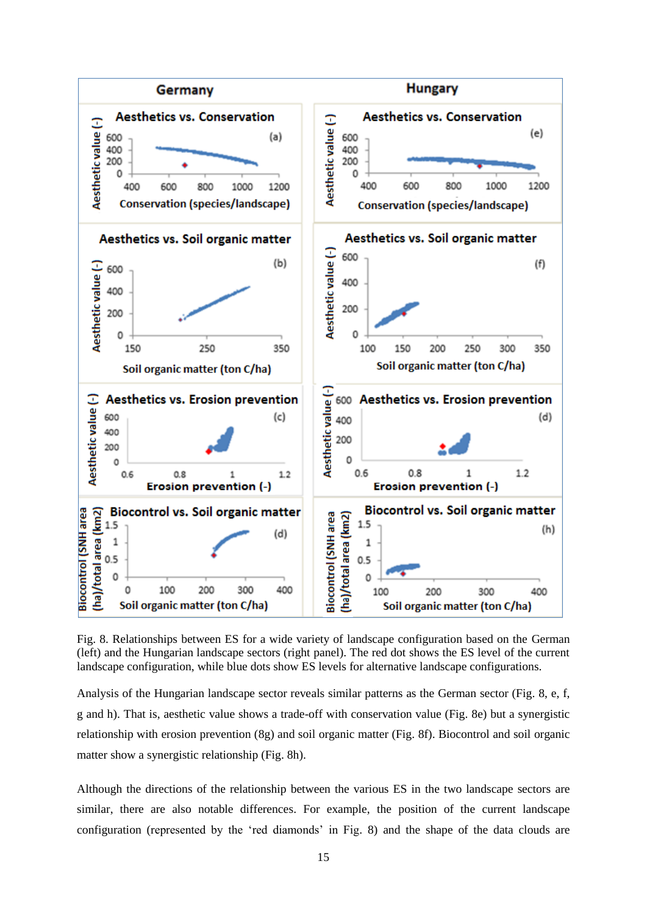Fig. 8. Relationships between ES for a wide variety of landscape configuration based on the German (left) and the Hungarian landscape sectors (right panel). The red dot shows the ES level of the current landscape configuration, while blue dots show ES levels for alternative landscape configurations.

Analysis of the Hungarian landscape sector reveals similar patterns as the German sector (Fig. 8, e, f, g and h). That is, aesthetic value shows a trade-off with conservation value (Fig. 8e) but a synergistic relationship with erosion prevention (8g) and soil organic matter (Fig. 8f). Biocontrol and soil organic matter show a synergistic relationship (Fig. 8h).

Although the directions of the relationship between the various ES in the two landscape sectors are similar, there are also notable differences. For example, the position of the current landscape configuration (represented by the 'red diamonds' in Fig. 8) and the shape of the data clouds are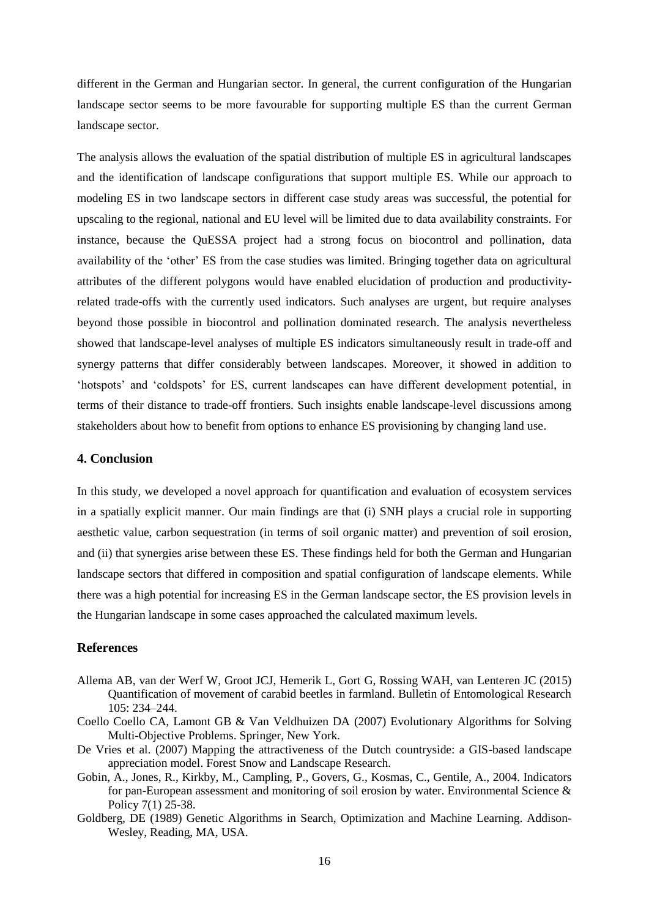different in the German and Hungarian sector. In general, the current configuration of the Hungarian landscape sector seems to be more favourable for supporting multiple ES than the current German landscape sector.

The analysis allows the evaluation of the spatial distribution of multiple ES in agricultural landscapes and the identification of landscape configurations that support multiple ES. While our approach to modeling ES in two landscape sectors in different case study areas was successful, the potential for upscaling to the regional, national and EU level will be limited due to data availability constraints. For instance, because the QuESSA project had a strong focus on biocontrol and pollination, data availability of the 'other' ES from the case studies was limited. Bringing together data on agricultural attributes of the different polygons would have enabled elucidation of production and productivity-related trade-offs with the currently used indicators. Such analyses are urgent, but require analyses beyond those possible in biocontrol and pollination dominated research. The analysis nevertheless showed that landscape-level analyses of multiple ES indicators simultaneously result in trade-off and synergy patterns that differ considerably between landscapes. Moreover, it showed in addition to 'hotspots' and 'coldspots' for ES, current landscapes can have different development potential, in terms of their distance to trade-off frontiers. Such insights enable landscape-level discussions among stakeholders about how to benefit from options to enhance ES provisioning by changing land use.

## 4. Conclusion

In this study, we developed a novel approach for quantification and evaluation of ecosystem services in a spatially explicit manner. Our main findings are that (i) SNH plays a crucial role in supporting aesthetic value, carbon sequestration (in terms of soil organic matter) and prevention of soil erosion, and (ii) that synergies arise between these ES. These findings held for both the German and Hungarian landscape sectors that differed in composition and spatial configuration of landscape elements. While there was a high potential for increasing ES in the German landscape sector, the ES provision levels in the Hungarian landscape in some cases approached the calculated maximum levels.

## References

Allema AB, van der Werf W, Groot JCJ, Hemerik L, Gort G, Rossing WAH, van Lenteren JC (2015) Quantification of movement of carabid beetles in farmland. Bulletin of Entomological Research 105: 234–244.

Coello Coello CA, Lamont GB & Van Veldhuizen DA (2007) Evolutionary Algorithms for Solving Multi-Objective Problems. Springer, New York.

De Vries et al. (2007) Mapping the attractiveness of the Dutch countryside: a GIS-based landscape appreciation model. Forest Snow and Landscape Research.

Gobin, A., Jones, R., Kirkby, M., Campling, P., Govers, G., Kosmas, C., Gentile, A., 2004. Indicators for pan-European assessment and monitoring of soil erosion by water. Environmental Science & Policy 7(1) 25-38.

Goldberg, DE (1989) Genetic Algorithms in Search, Optimization and Machine Learning. Addison-Wesley, Reading, MA, USA.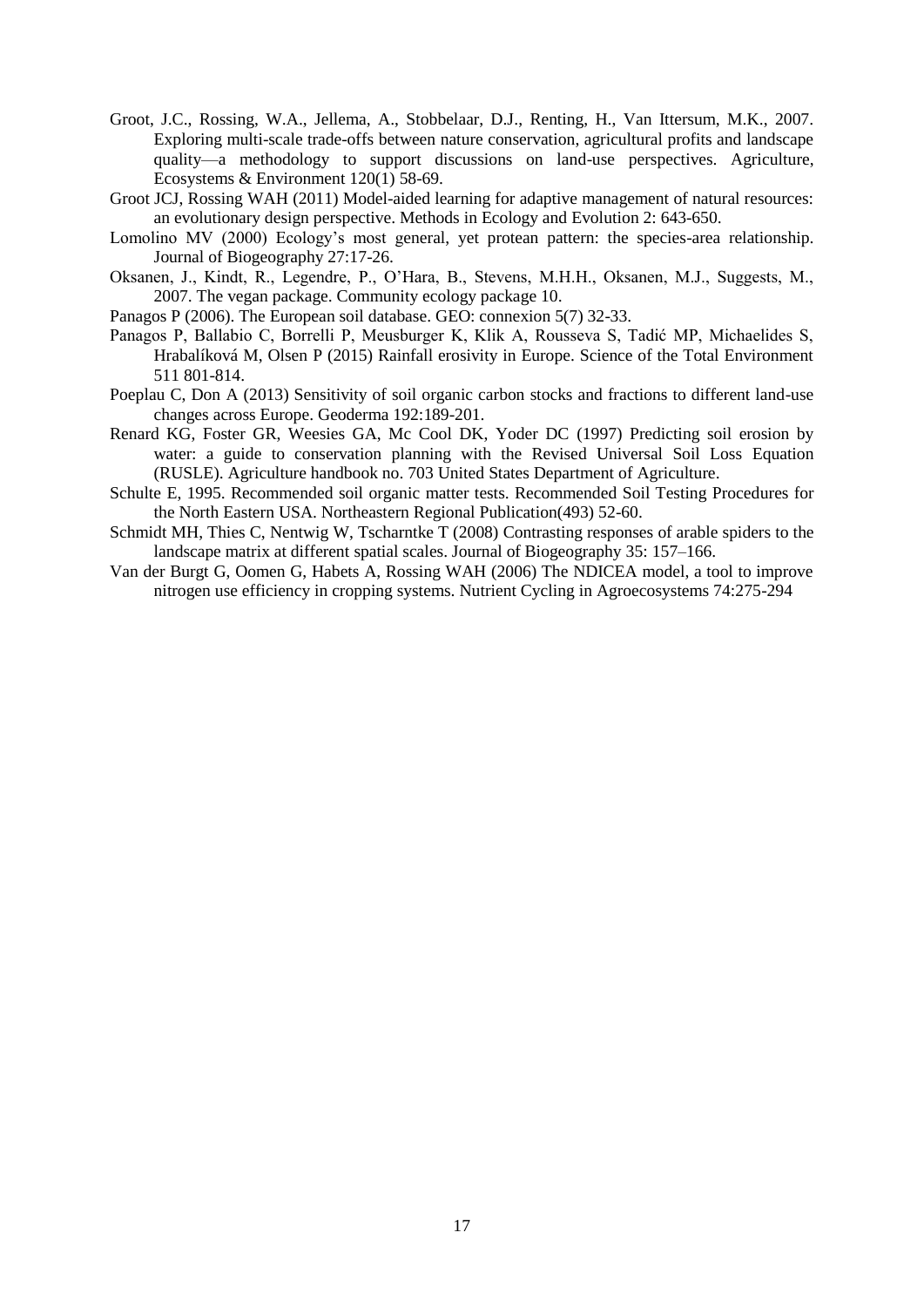Groot, J.C., Rossing, W.A., Jellema, A., Stobbelaar, D.J., Renting, H., Van Ittersum, M.K., 2007. Exploring multi-scale trade-offs between nature conservation, agricultural profits and landscape quality—a methodology to support discussions on land-use perspectives. Agriculture, Ecosystems & Environment 120(1) 58-69.

Groot JCJ, Rossing WAH (2011) Model-aided learning for adaptive management of natural resources: an evolutionary design perspective. Methods in Ecology and Evolution 2: 643-650.

Lomolino MV (2000) Ecology's most general, yet protean pattern: the species-area relationship. Journal of Biogeography 27:17-26.

Oksanen, J., Kindt, R., Legendre, P., O'Hara, B., Stevens, M.H.H., Oksanen, M.J., Suggests, M., 2007. The vegan package. Community ecology package 10.

Panagos P (2006). The European soil database. GEO: connexion 5(7) 32-33.

Panagos P, Ballabio C, Borrelli P, Meusburger K, Klik A, Rousseva S, Tadić MP, Michaelides S, Hrabalíková M, Olsen P (2015) Rainfall erosivity in Europe. Science of the Total Environment 511 801-814.

Poeplau C, Don A (2013) Sensitivity of soil organic carbon stocks and fractions to different land-use changes across Europe. Geoderma 192:189-201.

Renard KG, Foster GR, Weesies GA, Mc Cool DK, Yoder DC (1997) Predicting soil erosion by water: a guide to conservation planning with the Revised Universal Soil Loss Equation (RUSLE). Agriculture handbook no. 703 United States Department of Agriculture.

Schulte E, 1995. Recommended soil organic matter tests. Recommended Soil Testing Procedures for the North Eastern USA. Northeastern Regional Publication(493) 52-60.

Schmidt MH, Thies C, Nentwig W, Tscharntke T (2008) Contrasting responses of arable spiders to the landscape matrix at different spatial scales. Journal of Biogeography 35: 157–166.

Van der Burgt G, Oomen G, Habets A, Rossing WAH (2006) The NDICEA model, a tool to improve nitrogen use efficiency in cropping systems. Nutrient Cycling in Agroecosystems 74:275-294